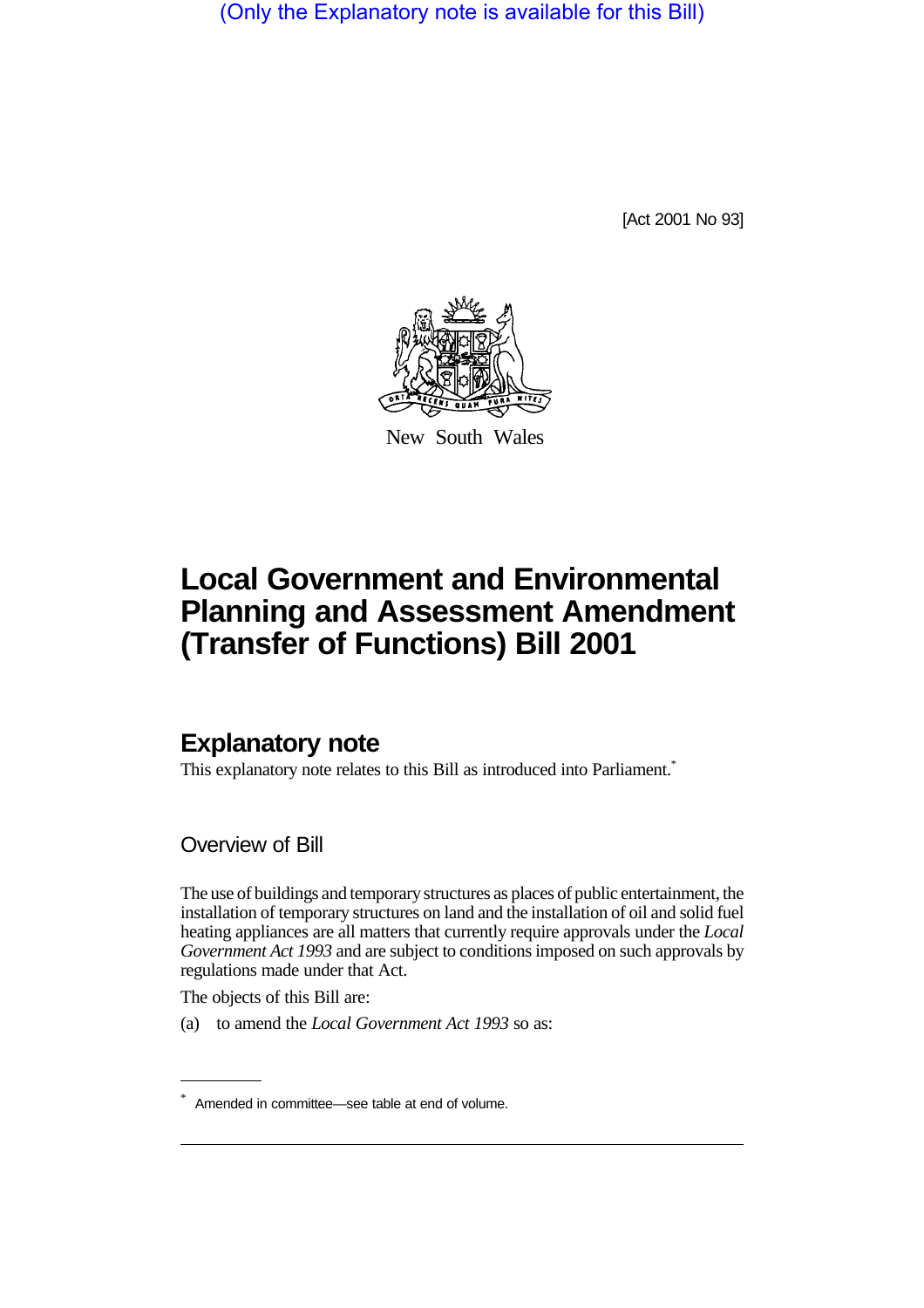(Only the Explanatory note is available for this Bill)

[Act 2001 No 93]

New South Wales

# Local Government and Environmental Planning and Assessment Amendment (Transfer of Functions) Bill 2001

## Explanatory note

This explanatory note relates to this Bill as introduced into Parliament.*

### Overview of Bill

The use of buildings and temporary structures as places of public entertainment, the installation of temporary structures on land and the installation of oil and solid fuel heating appliances are all matters that currently require approvals under the *Local Government Act 1993* and are subject to conditions imposed on such approvals by regulations made under that Act.

The objects of this Bill are:

(a) to amend the *Local Government Act 1993* so as:

---

\* Amended in committee—see table at end of volume.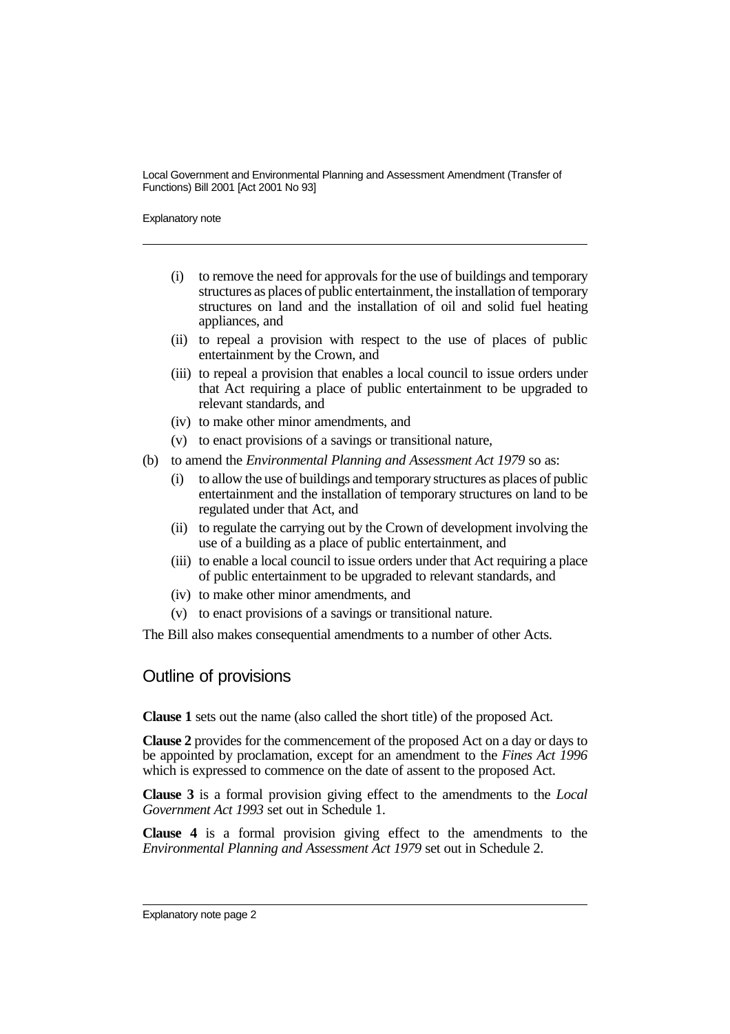- (i) to remove the need for approvals for the use of buildings and temporary structures as places of public entertainment, the installation of temporary structures on land and the installation of oil and solid fuel heating appliances, and
- (ii) to repeal a provision with respect to the use of places of public entertainment by the Crown, and
- (iii) to repeal a provision that enables a local council to issue orders under that Act requiring a place of public entertainment to be upgraded to relevant standards, and
- (iv) to make other minor amendments, and
- (v) to enact provisions of a savings or transitional nature,

(b) to amend the *Environmental Planning and Assessment Act 1979* so as:

- (i) to allow the use of buildings and temporary structures as places of public entertainment and the installation of temporary structures on land to be regulated under that Act, and
- (ii) to regulate the carrying out by the Crown of development involving the use of a building as a place of public entertainment, and
- (iii) to enable a local council to issue orders under that Act requiring a place of public entertainment to be upgraded to relevant standards, and
- (iv) to make other minor amendments, and
- (v) to enact provisions of a savings or transitional nature.

The Bill also makes consequential amendments to a number of other Acts.

## Outline of provisions

**Clause 1** sets out the name (also called the short title) of the proposed Act.

**Clause 2** provides for the commencement of the proposed Act on a day or days to be appointed by proclamation, except for an amendment to the *Fines Act 1996* which is expressed to commence on the date of assent to the proposed Act.

**Clause 3** is a formal provision giving effect to the amendments to the *Local Government Act 1993* set out in Schedule 1.

**Clause 4** is a formal provision giving effect to the amendments to the *Environmental Planning and Assessment Act 1979* set out in Schedule 2.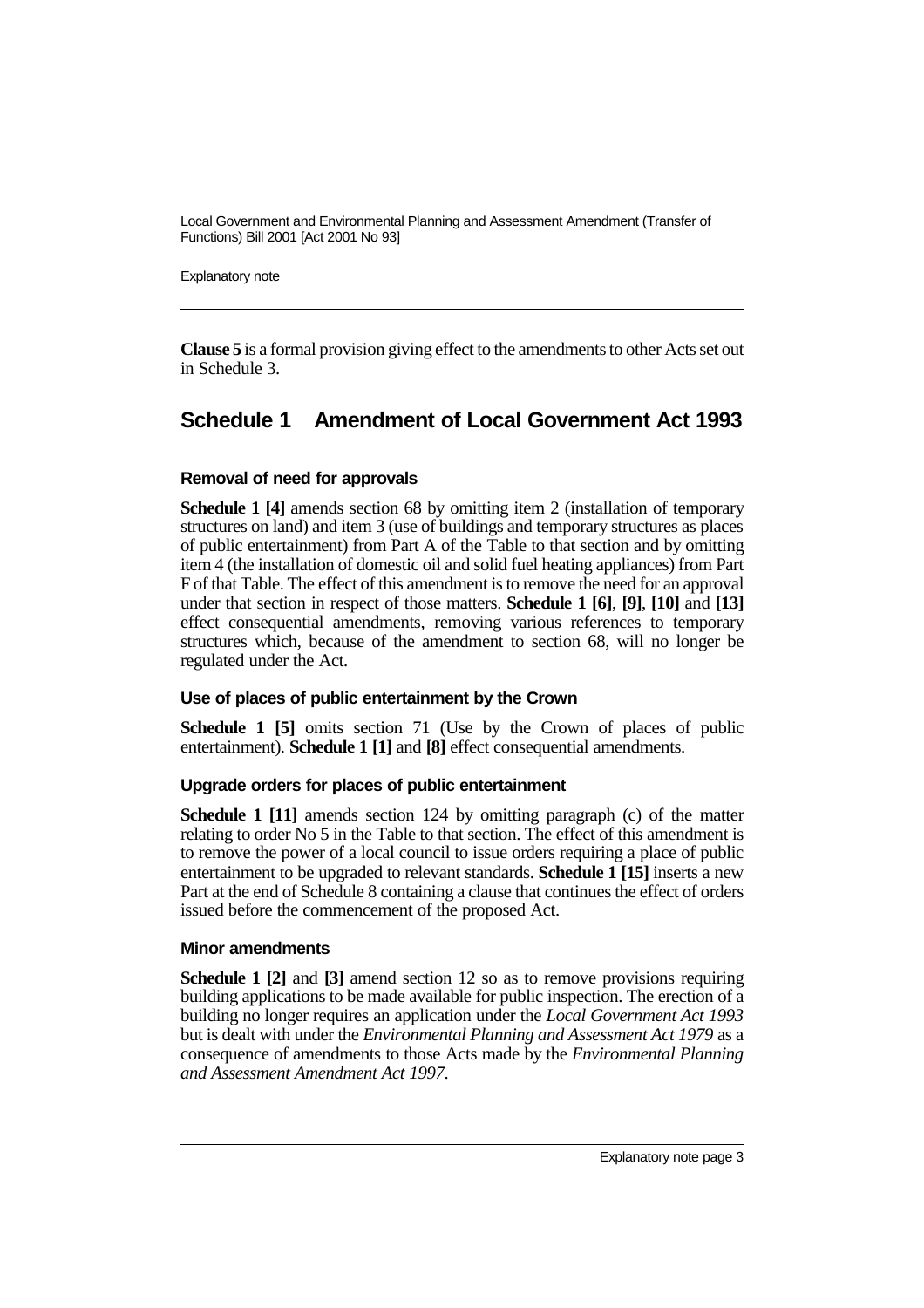**Clause 5** is a formal provision giving effect to the amendments to other Acts set out in Schedule 3.

## Schedule 1 Amendment of Local Government Act 1993

### Removal of need for approvals

**Schedule 1 [4]** amends section 68 by omitting item 2 (installation of temporary structures on land) and item 3 (use of buildings and temporary structures as places of public entertainment) from Part A of the Table to that section and by omitting item 4 (the installation of domestic oil and solid fuel heating appliances) from Part F of that Table. The effect of this amendment is to remove the need for an approval under that section in respect of those matters. **Schedule 1 [6]**, **[9]**, **[10]** and **[13]** effect consequential amendments, removing various references to temporary structures which, because of the amendment to section 68, will no longer be regulated under the Act.

### Use of places of public entertainment by the Crown

**Schedule 1 [5]** omits section 71 (Use by the Crown of places of public entertainment). **Schedule 1 [1]** and **[8]** effect consequential amendments.

### Upgrade orders for places of public entertainment

**Schedule 1 [11]** amends section 124 by omitting paragraph (c) of the matter relating to order No 5 in the Table to that section. The effect of this amendment is to remove the power of a local council to issue orders requiring a place of public entertainment to be upgraded to relevant standards. **Schedule 1 [15]** inserts a new Part at the end of Schedule 8 containing a clause that continues the effect of orders issued before the commencement of the proposed Act.

### Minor amendments

**Schedule 1 [2]** and **[3]** amend section 12 so as to remove provisions requiring building applications to be made available for public inspection. The erection of a building no longer requires an application under the *Local Government Act 1993* but is dealt with under the *Environmental Planning and Assessment Act 1979* as a consequence of amendments to those Acts made by the *Environmental Planning and Assessment Amendment Act 1997*.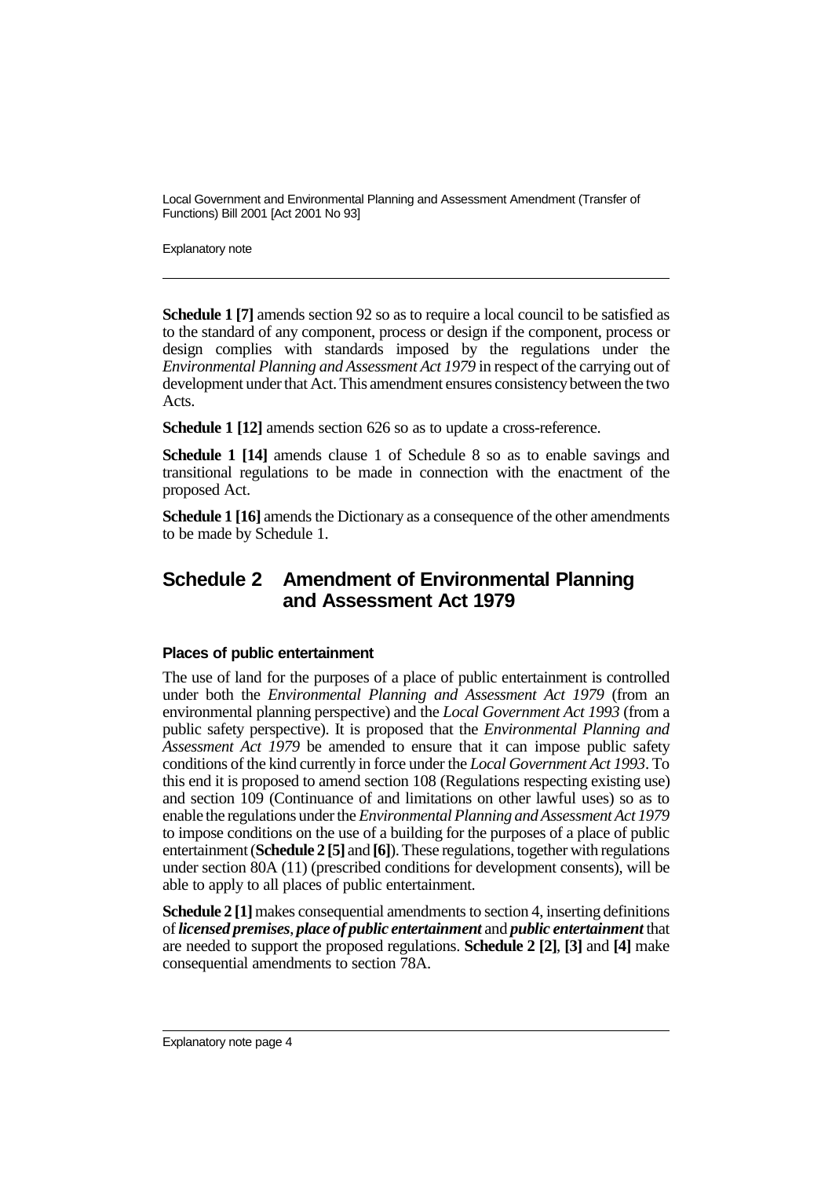**Schedule 1 [7]** amends section 92 so as to require a local council to be satisfied as to the standard of any component, process or design if the component, process or design complies with standards imposed by the regulations under the *Environmental Planning and Assessment Act 1979* in respect of the carrying out of development under that Act. This amendment ensures consistency between the two Acts.

**Schedule 1 [12]** amends section 626 so as to update a cross-reference.

**Schedule 1 [14]** amends clause 1 of Schedule 8 so as to enable savings and transitional regulations to be made in connection with the enactment of the proposed Act.

**Schedule 1 [16]** amends the Dictionary as a consequence of the other amendments to be made by Schedule 1.

## Schedule 2 Amendment of Environmental Planning and Assessment Act 1979

### Places of public entertainment

The use of land for the purposes of a place of public entertainment is controlled under both the *Environmental Planning and Assessment Act 1979* (from an environmental planning perspective) and the *Local Government Act 1993* (from a public safety perspective). It is proposed that the *Environmental Planning and Assessment Act 1979* be amended to ensure that it can impose public safety conditions of the kind currently in force under the *Local Government Act 1993*. To this end it is proposed to amend section 108 (Regulations respecting existing use) and section 109 (Continuance of and limitations on other lawful uses) so as to enable the regulations under the *Environmental Planning and Assessment Act 1979* to impose conditions on the use of a building for the purposes of a place of public entertainment (**Schedule 2 [5]** and **[6]**). These regulations, together with regulations under section 80A (11) (prescribed conditions for development consents), will be able to apply to all places of public entertainment.

**Schedule 2 [1]** makes consequential amendments to section 4, inserting definitions of ***licensed premises***, ***place of public entertainment*** and ***public entertainment*** that are needed to support the proposed regulations. **Schedule 2 [2]**, **[3]** and **[4]** make consequential amendments to section 78A.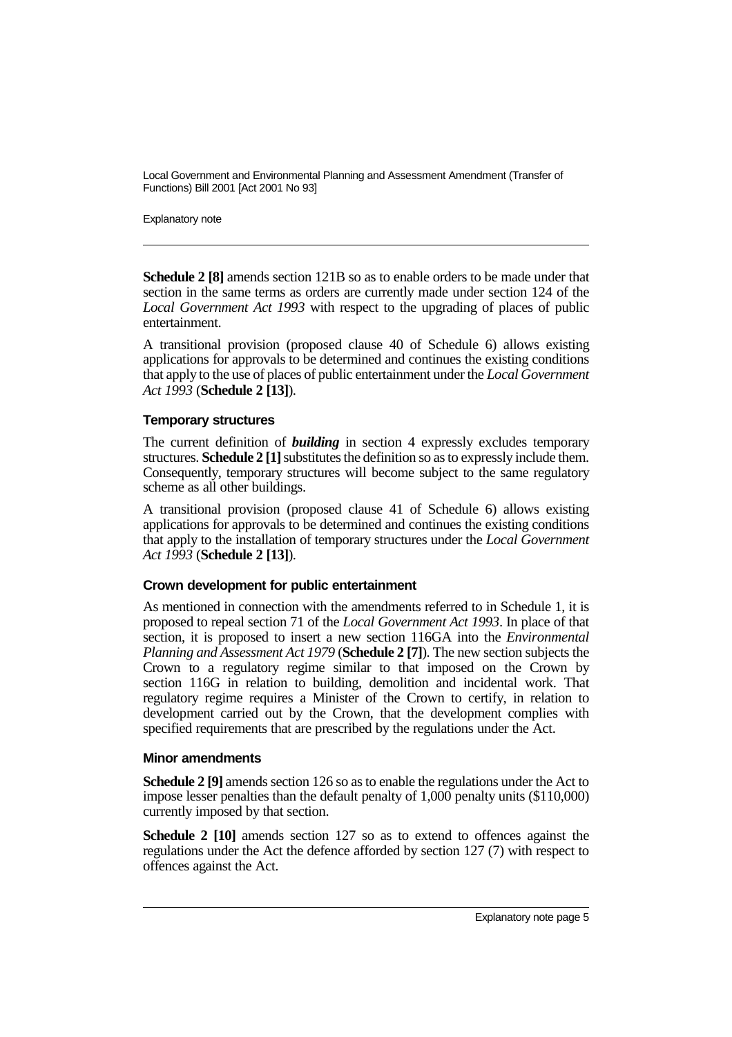**Schedule 2 [8]** amends section 121B so as to enable orders to be made under that section in the same terms as orders are currently made under section 124 of the *Local Government Act 1993* with respect to the upgrading of places of public entertainment.

A transitional provision (proposed clause 40 of Schedule 6) allows existing applications for approvals to be determined and continues the existing conditions that apply to the use of places of public entertainment under the *Local Government Act 1993* (**Schedule 2 [13]**).

### Temporary structures

The current definition of ***building*** in section 4 expressly excludes temporary structures. **Schedule 2 [1]** substitutes the definition so as to expressly include them. Consequently, temporary structures will become subject to the same regulatory scheme as all other buildings.

A transitional provision (proposed clause 41 of Schedule 6) allows existing applications for approvals to be determined and continues the existing conditions that apply to the installation of temporary structures under the *Local Government Act 1993* (**Schedule 2 [13]**).

### Crown development for public entertainment

As mentioned in connection with the amendments referred to in Schedule 1, it is proposed to repeal section 71 of the *Local Government Act 1993*. In place of that section, it is proposed to insert a new section 116GA into the *Environmental Planning and Assessment Act 1979* (**Schedule 2 [7]**). The new section subjects the Crown to a regulatory regime similar to that imposed on the Crown by section 116G in relation to building, demolition and incidental work. That regulatory regime requires a Minister of the Crown to certify, in relation to development carried out by the Crown, that the development complies with specified requirements that are prescribed by the regulations under the Act.

### Minor amendments

**Schedule 2 [9]** amends section 126 so as to enable the regulations under the Act to impose lesser penalties than the default penalty of 1,000 penalty units ($110,000) currently imposed by that section.

**Schedule 2 [10]** amends section 127 so as to extend to offences against the regulations under the Act the defence afforded by section 127 (7) with respect to offences against the Act.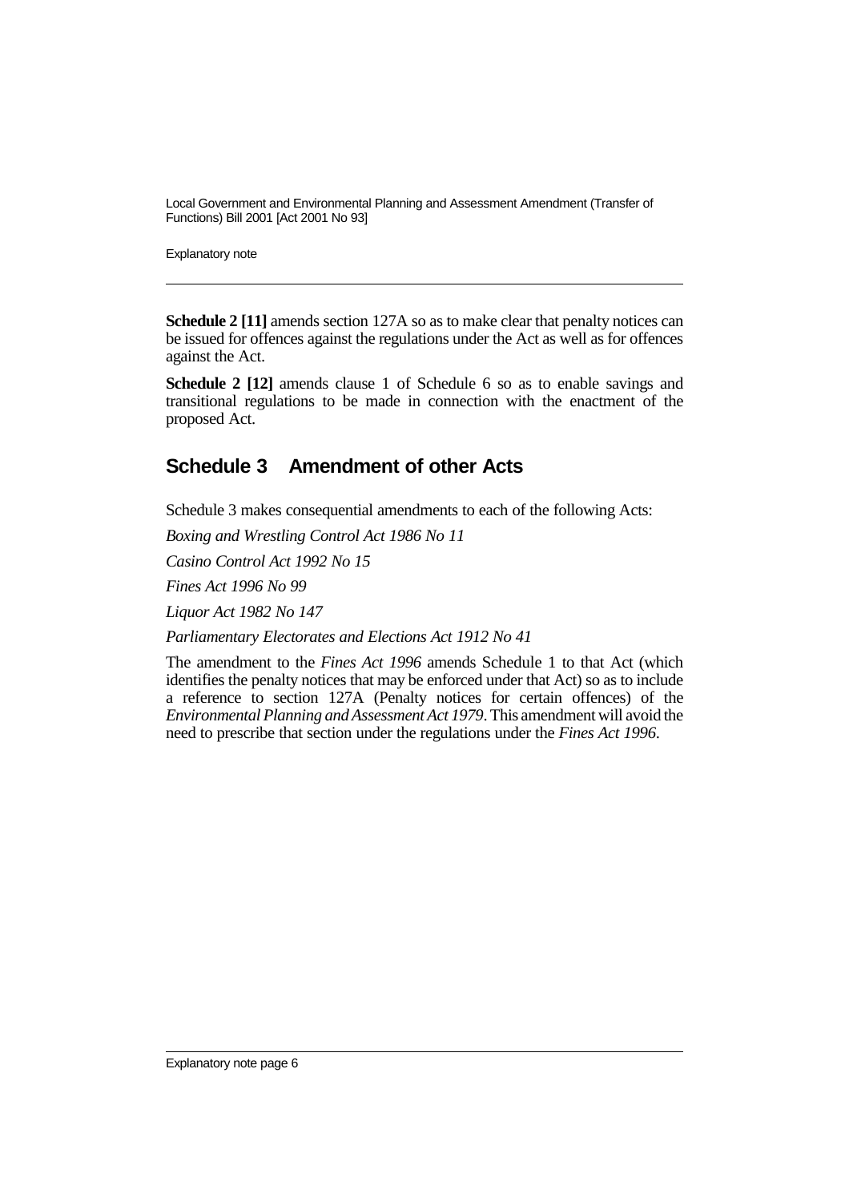**Schedule 2 [11]** amends section 127A so as to make clear that penalty notices can be issued for offences against the regulations under the Act as well as for offences against the Act.

**Schedule 2 [12]** amends clause 1 of Schedule 6 so as to enable savings and transitional regulations to be made in connection with the enactment of the proposed Act.

## Schedule 3 Amendment of other Acts

Schedule 3 makes consequential amendments to each of the following Acts:

*Boxing and Wrestling Control Act 1986 No 11*

*Casino Control Act 1992 No 15*

*Fines Act 1996 No 99*

*Liquor Act 1982 No 147*

*Parliamentary Electorates and Elections Act 1912 No 41*

The amendment to the *Fines Act 1996* amends Schedule 1 to that Act (which identifies the penalty notices that may be enforced under that Act) so as to include a reference to section 127A (Penalty notices for certain offences) of the *Environmental Planning and Assessment Act 1979*. This amendment will avoid the need to prescribe that section under the regulations under the *Fines Act 1996*.